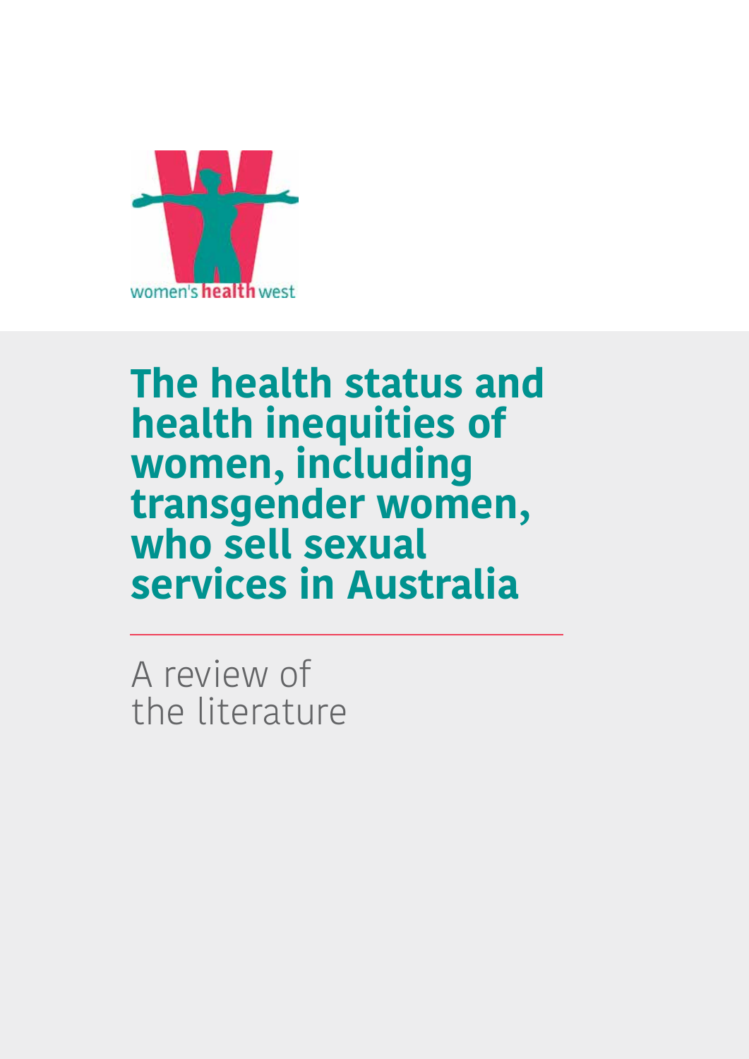women's health west

# The health status and health inequities of women, including transgender women, who sell sexual services in Australia

A review of the literature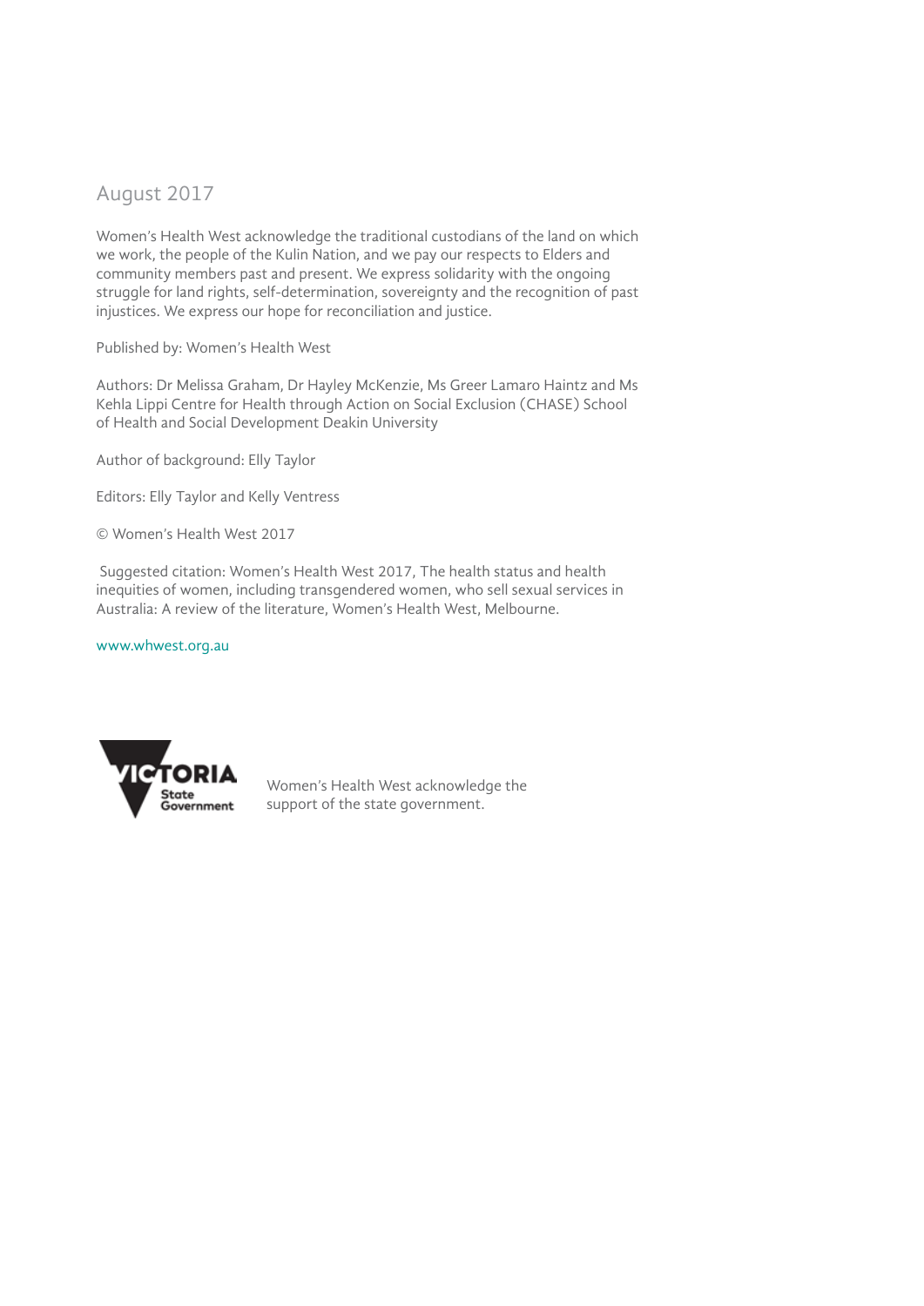August 2017

Women's Health West acknowledge the traditional custodians of the land on which we work, the people of the Kulin Nation, and we pay our respects to Elders and community members past and present. We express solidarity with the ongoing struggle for land rights, self-determination, sovereignty and the recognition of past injustices. We express our hope for reconciliation and justice.

Published by: Women's Health West

Authors: Dr Melissa Graham, Dr Hayley McKenzie, Ms Greer Lamaro Haintz and Ms Kehla Lippi Centre for Health through Action on Social Exclusion (CHASE) School of Health and Social Development Deakin University

Author of background: Elly Taylor

Editors: Elly Taylor and Kelly Ventress

© Women's Health West 2017

Suggested citation: Women's Health West 2017, The health status and health inequities of women, including transgendered women, who sell sexual services in Australia: A review of the literature, Women's Health West, Melbourne.

www.whwest.org.au

VICTORIA State Government

Women's Health West acknowledge the support of the state government.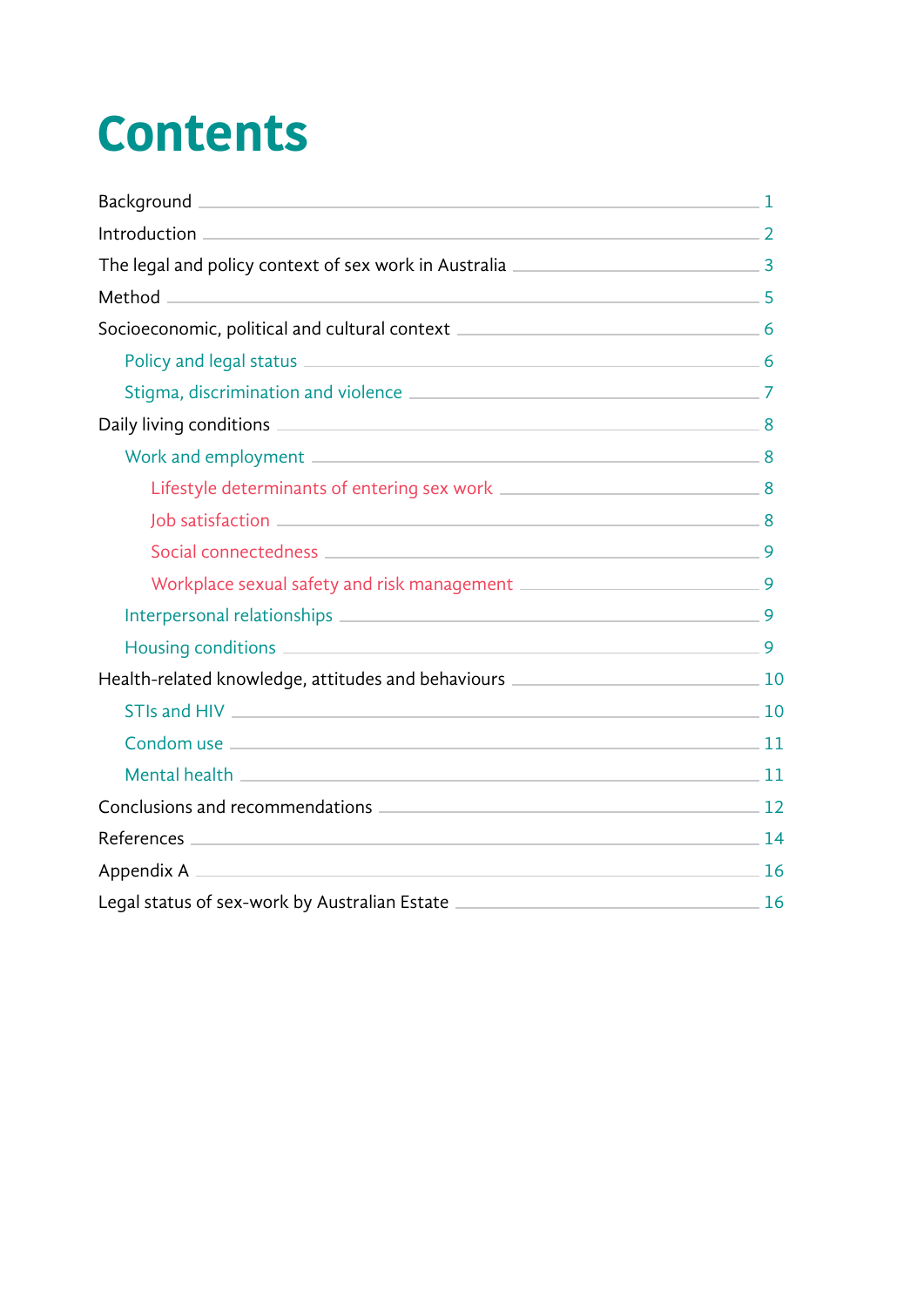# Contents

- Background — 1
- Introduction — 2
- The legal and policy context of sex work in Australia — 3
- Method — 5
- Socioeconomic, political and cultural context — 6
  - Policy and legal status — 6
  - Stigma, discrimination and violence — 7
- Daily living conditions — 8
  - Work and employment — 8
    - Lifestyle determinants of entering sex work — 8
    - Job satisfaction — 8
    - Social connectedness — 9
    - Workplace sexual safety and risk management — 9
  - Interpersonal relationships — 9
  - Housing conditions — 9
- Health-related knowledge, attitudes and behaviours — 10
  - STIs and HIV — 10
  - Condom use — 11
  - Mental health — 11
- Conclusions and recommendations — 12
- References — 14
- Appendix A — 16
- Legal status of sex-work by Australian Estate — 16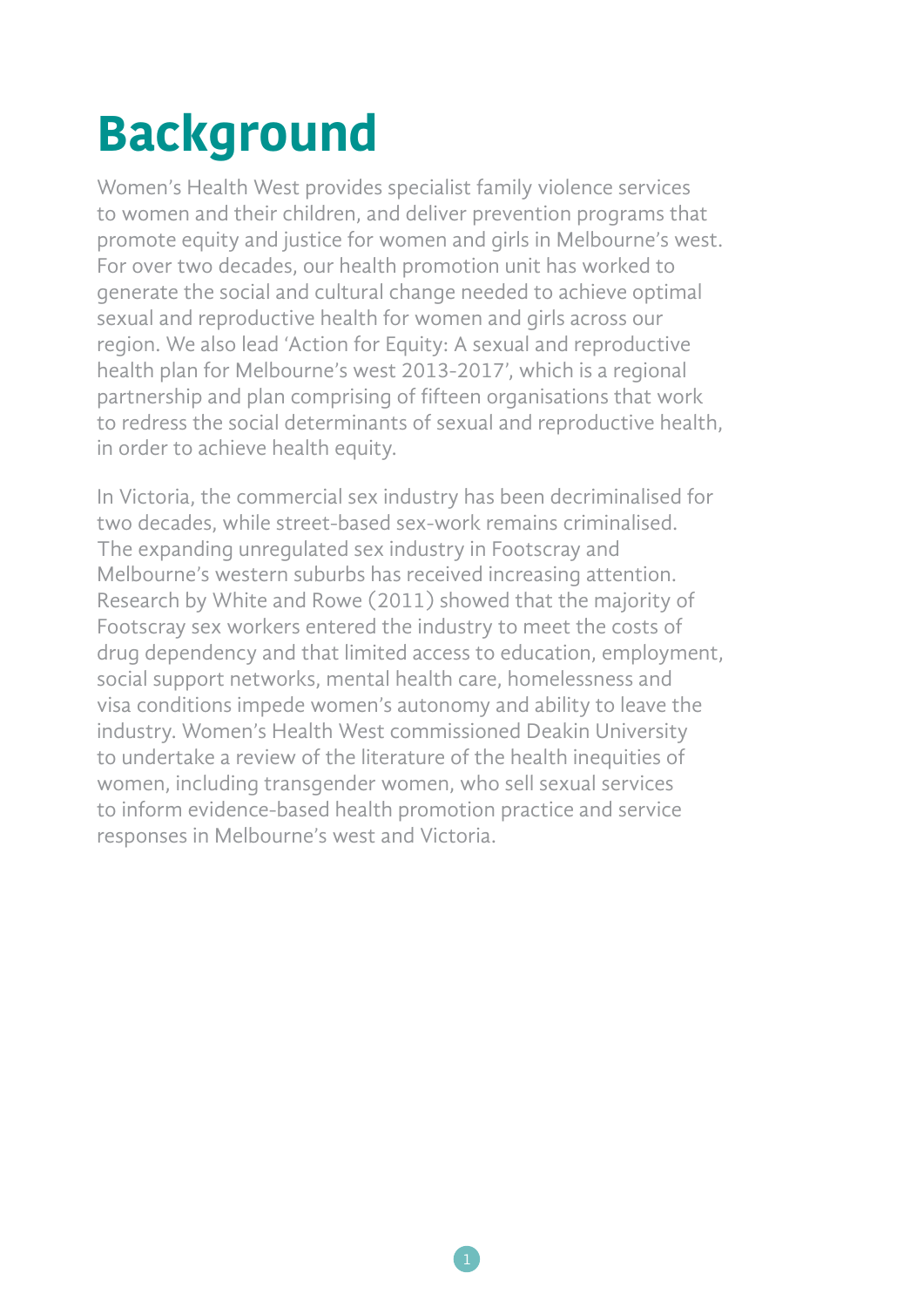# Background

Women's Health West provides specialist family violence services to women and their children, and deliver prevention programs that promote equity and justice for women and girls in Melbourne's west. For over two decades, our health promotion unit has worked to generate the social and cultural change needed to achieve optimal sexual and reproductive health for women and girls across our region. We also lead 'Action for Equity: A sexual and reproductive health plan for Melbourne's west 2013-2017', which is a regional partnership and plan comprising of fifteen organisations that work to redress the social determinants of sexual and reproductive health, in order to achieve health equity.

In Victoria, the commercial sex industry has been decriminalised for two decades, while street-based sex-work remains criminalised. The expanding unregulated sex industry in Footscray and Melbourne's western suburbs has received increasing attention. Research by White and Rowe (2011) showed that the majority of Footscray sex workers entered the industry to meet the costs of drug dependency and that limited access to education, employment, social support networks, mental health care, homelessness and visa conditions impede women's autonomy and ability to leave the industry. Women's Health West commissioned Deakin University to undertake a review of the literature of the health inequities of women, including transgender women, who sell sexual services to inform evidence-based health promotion practice and service responses in Melbourne's west and Victoria.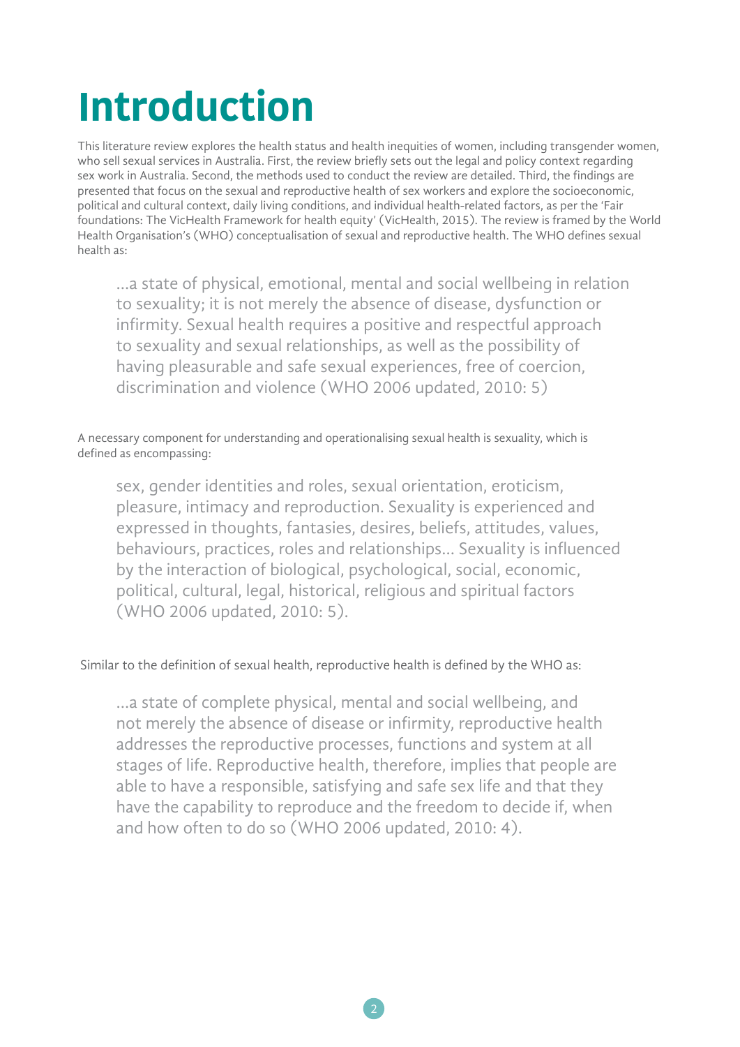# Introduction

This literature review explores the health status and health inequities of women, including transgender women, who sell sexual services in Australia. First, the review briefly sets out the legal and policy context regarding sex work in Australia. Second, the methods used to conduct the review are detailed. Third, the findings are presented that focus on the sexual and reproductive health of sex workers and explore the socioeconomic, political and cultural context, daily living conditions, and individual health-related factors, as per the 'Fair foundations: The VicHealth Framework for health equity' (VicHealth, 2015). The review is framed by the World Health Organisation's (WHO) conceptualisation of sexual and reproductive health. The WHO defines sexual health as:

> ...a state of physical, emotional, mental and social wellbeing in relation to sexuality; it is not merely the absence of disease, dysfunction or infirmity. Sexual health requires a positive and respectful approach to sexuality and sexual relationships, as well as the possibility of having pleasurable and safe sexual experiences, free of coercion, discrimination and violence (WHO 2006 updated, 2010: 5)

A necessary component for understanding and operationalising sexual health is sexuality, which is defined as encompassing:

> sex, gender identities and roles, sexual orientation, eroticism, pleasure, intimacy and reproduction. Sexuality is experienced and expressed in thoughts, fantasies, desires, beliefs, attitudes, values, behaviours, practices, roles and relationships... Sexuality is influenced by the interaction of biological, psychological, social, economic, political, cultural, legal, historical, religious and spiritual factors (WHO 2006 updated, 2010: 5).

Similar to the definition of sexual health, reproductive health is defined by the WHO as:

> ...a state of complete physical, mental and social wellbeing, and not merely the absence of disease or infirmity, reproductive health addresses the reproductive processes, functions and system at all stages of life. Reproductive health, therefore, implies that people are able to have a responsible, satisfying and safe sex life and that they have the capability to reproduce and the freedom to decide if, when and how often to do so (WHO 2006 updated, 2010: 4).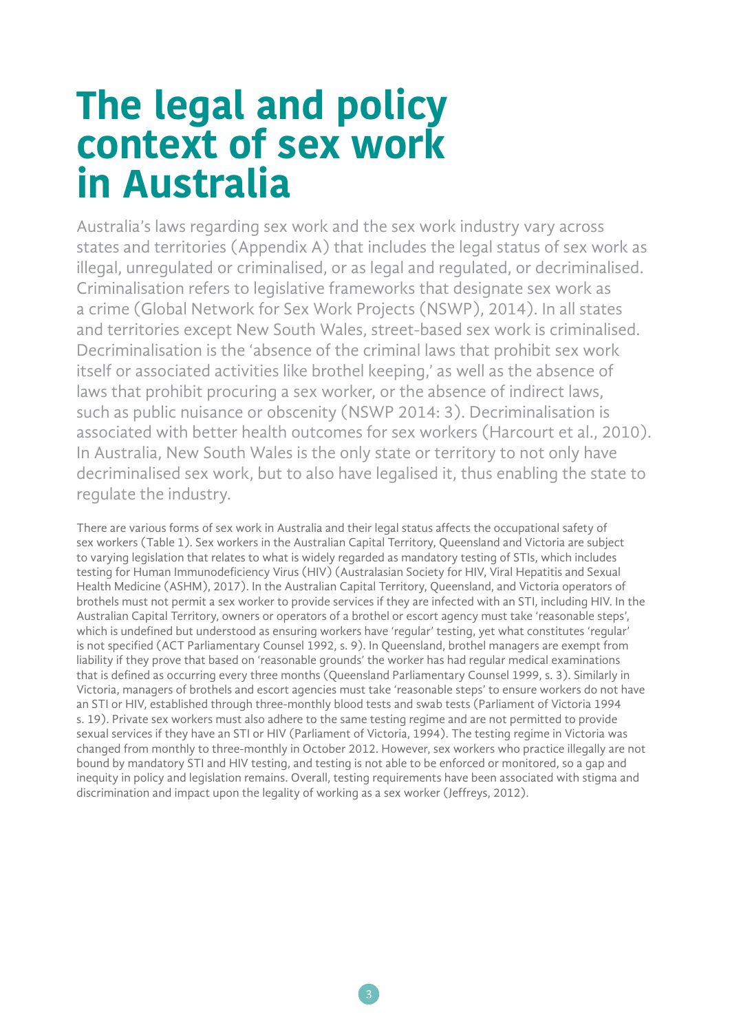# The legal and policy context of sex work in Australia

Australia's laws regarding sex work and the sex work industry vary across states and territories (Appendix A) that includes the legal status of sex work as illegal, unregulated or criminalised, or as legal and regulated, or decriminalised. Criminalisation refers to legislative frameworks that designate sex work as a crime (Global Network for Sex Work Projects (NSWP), 2014). In all states and territories except New South Wales, street-based sex work is criminalised. Decriminalisation is the 'absence of the criminal laws that prohibit sex work itself or associated activities like brothel keeping,' as well as the absence of laws that prohibit procuring a sex worker, or the absence of indirect laws, such as public nuisance or obscenity (NSWP 2014: 3). Decriminalisation is associated with better health outcomes for sex workers (Harcourt et al., 2010). In Australia, New South Wales is the only state or territory to not only have decriminalised sex work, but to also have legalised it, thus enabling the state to regulate the industry.

There are various forms of sex work in Australia and their legal status affects the occupational safety of sex workers (Table 1). Sex workers in the Australian Capital Territory, Queensland and Victoria are subject to varying legislation that relates to what is widely regarded as mandatory testing of STIs, which includes testing for Human Immunodeficiency Virus (HIV) (Australasian Society for HIV, Viral Hepatitis and Sexual Health Medicine (ASHM), 2017). In the Australian Capital Territory, Queensland, and Victoria operators of brothels must not permit a sex worker to provide services if they are infected with an STI, including HIV. In the Australian Capital Territory, owners or operators of a brothel or escort agency must take 'reasonable steps', which is undefined but understood as ensuring workers have 'regular' testing, yet what constitutes 'regular' is not specified (ACT Parliamentary Counsel 1992, s. 9). In Queensland, brothel managers are exempt from liability if they prove that based on 'reasonable grounds' the worker has had regular medical examinations that is defined as occurring every three months (Queensland Parliamentary Counsel 1999, s. 3). Similarly in Victoria, managers of brothels and escort agencies must take 'reasonable steps' to ensure workers do not have an STI or HIV, established through three-monthly blood tests and swab tests (Parliament of Victoria 1994 s. 19). Private sex workers must also adhere to the same testing regime and are not permitted to provide sexual services if they have an STI or HIV (Parliament of Victoria, 1994). The testing regime in Victoria was changed from monthly to three-monthly in October 2012. However, sex workers who practice illegally are not bound by mandatory STI and HIV testing, and testing is not able to be enforced or monitored, so a gap and inequity in policy and legislation remains. Overall, testing requirements have been associated with stigma and discrimination and impact upon the legality of working as a sex worker (Jeffreys, 2012).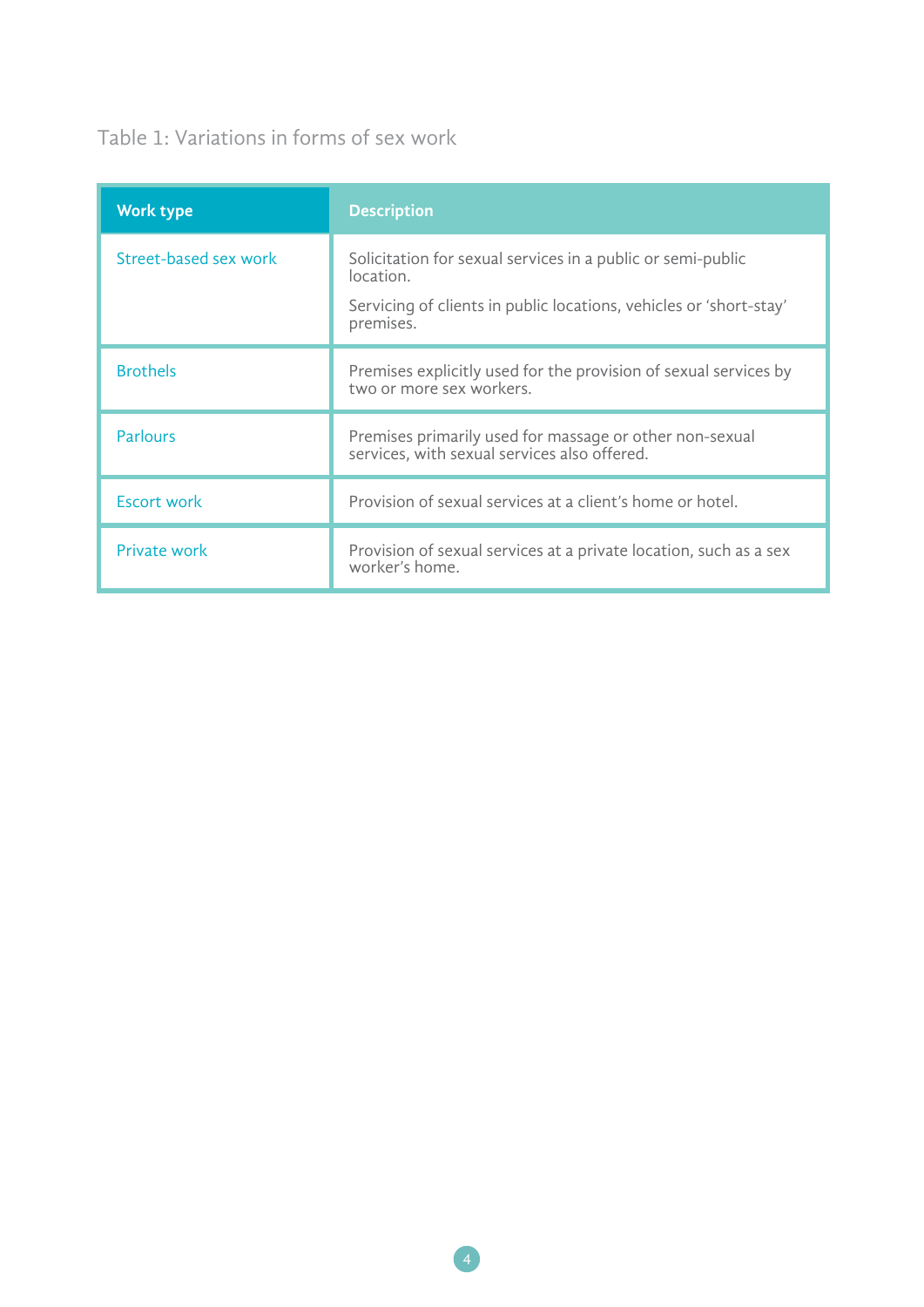Table 1: Variations in forms of sex work

| Work type | Description |
|---|---|
| Street-based sex work | Solicitation for sexual services in a public or semi-public location. Servicing of clients in public locations, vehicles or 'short-stay' premises. |
| Brothels | Premises explicitly used for the provision of sexual services by two or more sex workers. |
| Parlours | Premises primarily used for massage or other non-sexual services, with sexual services also offered. |
| Escort work | Provision of sexual services at a client's home or hotel. |
| Private work | Provision of sexual services at a private location, such as a sex worker's home. |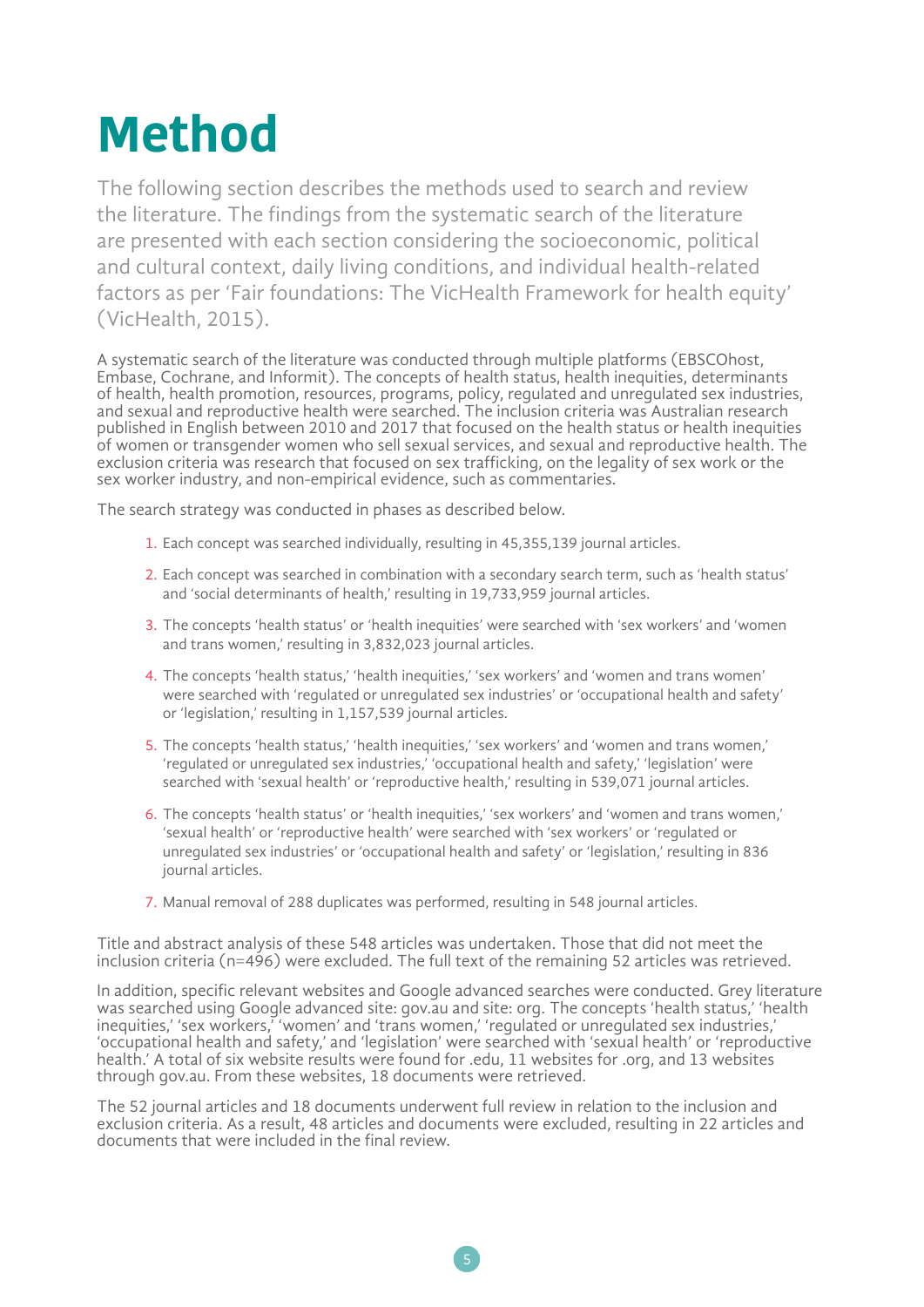# Method

The following section describes the methods used to search and review the literature. The findings from the systematic search of the literature are presented with each section considering the socioeconomic, political and cultural context, daily living conditions, and individual health-related factors as per 'Fair foundations: The VicHealth Framework for health equity' (VicHealth, 2015).

A systematic search of the literature was conducted through multiple platforms (EBSCOhost, Embase, Cochrane, and Informit). The concepts of health status, health inequities, determinants of health, health promotion, resources, programs, policy, regulated and unregulated sex industries, and sexual and reproductive health were searched. The inclusion criteria was Australian research published in English between 2010 and 2017 that focused on the health status or health inequities of women or transgender women who sell sexual services, and sexual and reproductive health. The exclusion criteria was research that focused on sex trafficking, on the legality of sex work or the sex worker industry, and non-empirical evidence, such as commentaries.

The search strategy was conducted in phases as described below.

1. Each concept was searched individually, resulting in 45,355,139 journal articles.
2. Each concept was searched in combination with a secondary search term, such as 'health status' and 'social determinants of health,' resulting in 19,733,959 journal articles.
3. The concepts 'health status' or 'health inequities' were searched with 'sex workers' and 'women and trans women,' resulting in 3,832,023 journal articles.
4. The concepts 'health status,' 'health inequities,' 'sex workers' and 'women and trans women' were searched with 'regulated or unregulated sex industries' or 'occupational health and safety' or 'legislation,' resulting in 1,157,539 journal articles.
5. The concepts 'health status,' 'health inequities,' 'sex workers' and 'women and trans women,' 'regulated or unregulated sex industries,' 'occupational health and safety,' 'legislation' were searched with 'sexual health' or 'reproductive health,' resulting in 539,071 journal articles.
6. The concepts 'health status' or 'health inequities,' 'sex workers' and 'women and trans women,' 'sexual health' or 'reproductive health' were searched with 'sex workers' or 'regulated or unregulated sex industries' or 'occupational health and safety' or 'legislation,' resulting in 836 journal articles.
7. Manual removal of 288 duplicates was performed, resulting in 548 journal articles.

Title and abstract analysis of these 548 articles was undertaken. Those that did not meet the inclusion criteria (n=496) were excluded. The full text of the remaining 52 articles was retrieved.

In addition, specific relevant websites and Google advanced searches were conducted. Grey literature was searched using Google advanced site: gov.au and site: org. The concepts 'health status,' 'health inequities,' 'sex workers,' 'women' and 'trans women,' 'regulated or unregulated sex industries,' 'occupational health and safety,' and 'legislation' were searched with 'sexual health' or 'reproductive health.' A total of six website results were found for .edu, 11 websites for .org, and 13 websites through gov.au. From these websites, 18 documents were retrieved.

The 52 journal articles and 18 documents underwent full review in relation to the inclusion and exclusion criteria. As a result, 48 articles and documents were excluded, resulting in 22 articles and documents that were included in the final review.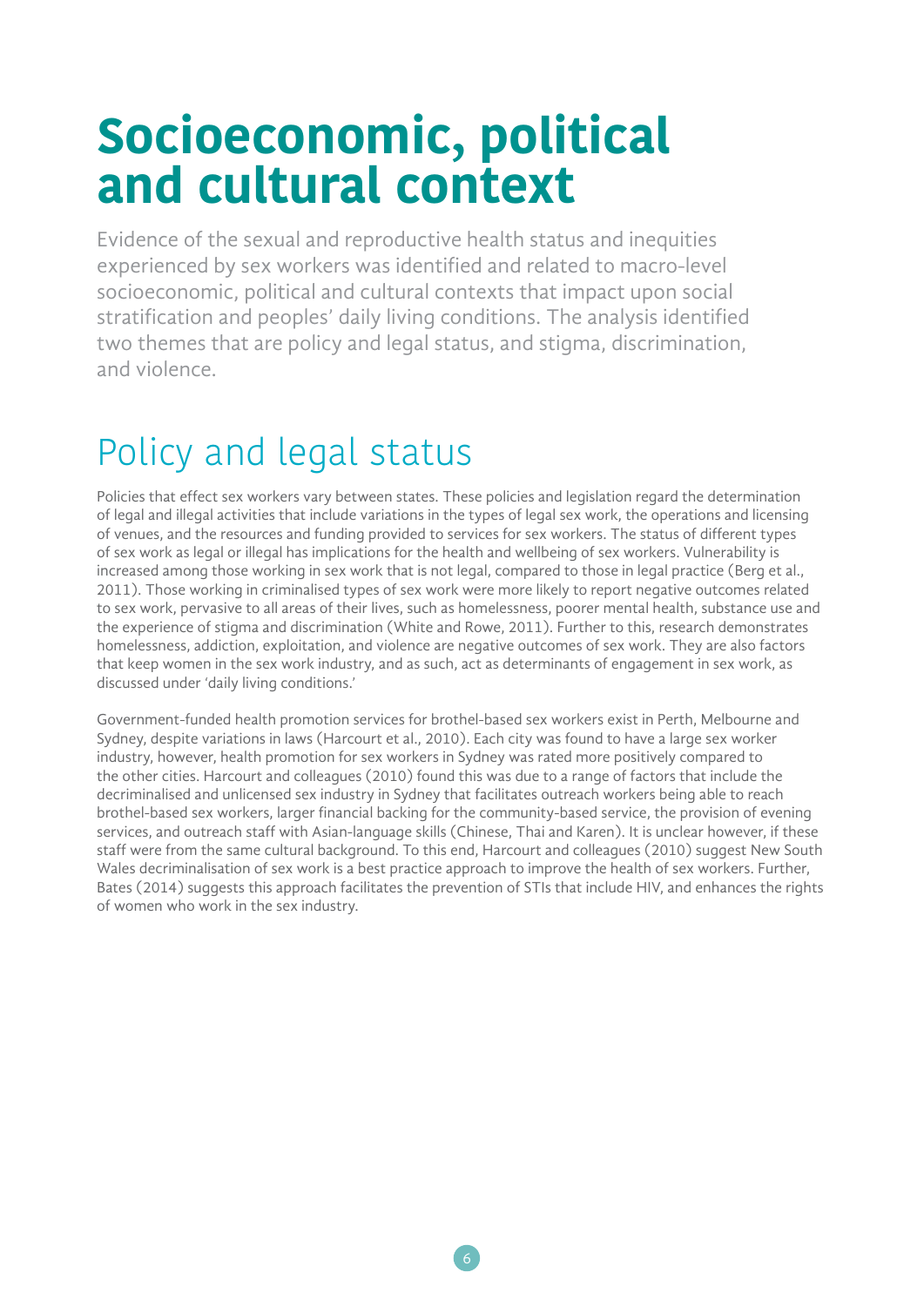# Socioeconomic, political and cultural context

Evidence of the sexual and reproductive health status and inequities experienced by sex workers was identified and related to macro-level socioeconomic, political and cultural contexts that impact upon social stratification and peoples' daily living conditions. The analysis identified two themes that are policy and legal status, and stigma, discrimination, and violence.

## Policy and legal status

Policies that effect sex workers vary between states. These policies and legislation regard the determination of legal and illegal activities that include variations in the types of legal sex work, the operations and licensing of venues, and the resources and funding provided to services for sex workers. The status of different types of sex work as legal or illegal has implications for the health and wellbeing of sex workers. Vulnerability is increased among those working in sex work that is not legal, compared to those in legal practice (Berg et al., 2011). Those working in criminalised types of sex work were more likely to report negative outcomes related to sex work, pervasive to all areas of their lives, such as homelessness, poorer mental health, substance use and the experience of stigma and discrimination (White and Rowe, 2011). Further to this, research demonstrates homelessness, addiction, exploitation, and violence are negative outcomes of sex work. They are also factors that keep women in the sex work industry, and as such, act as determinants of engagement in sex work, as discussed under 'daily living conditions.'

Government-funded health promotion services for brothel-based sex workers exist in Perth, Melbourne and Sydney, despite variations in laws (Harcourt et al., 2010). Each city was found to have a large sex worker industry, however, health promotion for sex workers in Sydney was rated more positively compared to the other cities. Harcourt and colleagues (2010) found this was due to a range of factors that include the decriminalised and unlicensed sex industry in Sydney that facilitates outreach workers being able to reach brothel-based sex workers, larger financial backing for the community-based service, the provision of evening services, and outreach staff with Asian-language skills (Chinese, Thai and Karen). It is unclear however, if these staff were from the same cultural background. To this end, Harcourt and colleagues (2010) suggest New South Wales decriminalisation of sex work is a best practice approach to improve the health of sex workers. Further, Bates (2014) suggests this approach facilitates the prevention of STIs that include HIV, and enhances the rights of women who work in the sex industry.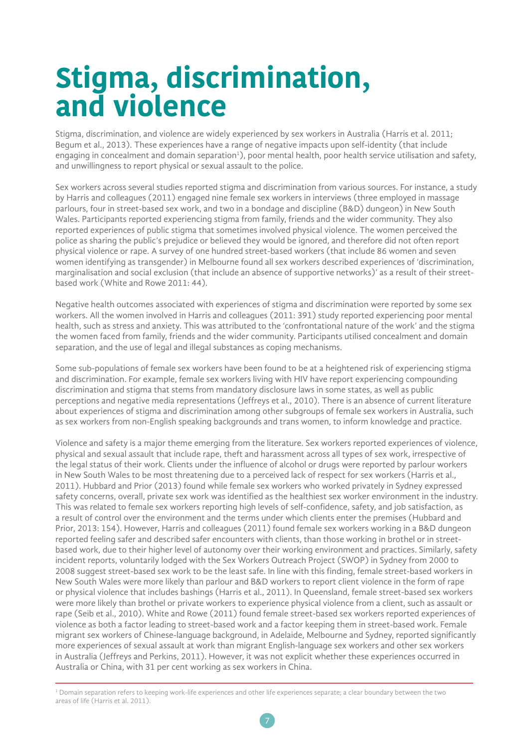# Stigma, discrimination, and violence

Stigma, discrimination, and violence are widely experienced by sex workers in Australia (Harris et al. 2011; Begum et al., 2013). These experiences have a range of negative impacts upon self-identity (that include engaging in concealment and domain separation[1]), poor mental health, poor health service utilisation and safety, and unwillingness to report physical or sexual assault to the police.

Sex workers across several studies reported stigma and discrimination from various sources. For instance, a study by Harris and colleagues (2011) engaged nine female sex workers in interviews (three employed in massage parlours, four in street-based sex work, and two in a bondage and discipline (B&D) dungeon) in New South Wales. Participants reported experiencing stigma from family, friends and the wider community. They also reported experiences of public stigma that sometimes involved physical violence. The women perceived the police as sharing the public's prejudice or believed they would be ignored, and therefore did not often report physical violence or rape. A survey of one hundred street-based workers (that include 86 women and seven women identifying as transgender) in Melbourne found all sex workers described experiences of 'discrimination, marginalisation and social exclusion (that include an absence of supportive networks)' as a result of their street-based work (White and Rowe 2011: 44).

Negative health outcomes associated with experiences of stigma and discrimination were reported by some sex workers. All the women involved in Harris and colleagues (2011: 391) study reported experiencing poor mental health, such as stress and anxiety. This was attributed to the 'confrontational nature of the work' and the stigma the women faced from family, friends and the wider community. Participants utilised concealment and domain separation, and the use of legal and illegal substances as coping mechanisms.

Some sub-populations of female sex workers have been found to be at a heightened risk of experiencing stigma and discrimination. For example, female sex workers living with HIV have report experiencing compounding discrimination and stigma that stems from mandatory disclosure laws in some states, as well as public perceptions and negative media representations (Jeffreys et al., 2010). There is an absence of current literature about experiences of stigma and discrimination among other subgroups of female sex workers in Australia, such as sex workers from non-English speaking backgrounds and trans women, to inform knowledge and practice.

Violence and safety is a major theme emerging from the literature. Sex workers reported experiences of violence, physical and sexual assault that include rape, theft and harassment across all types of sex work, irrespective of the legal status of their work. Clients under the influence of alcohol or drugs were reported by parlour workers in New South Wales to be most threatening due to a perceived lack of respect for sex workers (Harris et al., 2011). Hubbard and Prior (2013) found while female sex workers who worked privately in Sydney expressed safety concerns, overall, private sex work was identified as the healthiest sex worker environment in the industry. This was related to female sex workers reporting high levels of self-confidence, safety, and job satisfaction, as a result of control over the environment and the terms under which clients enter the premises (Hubbard and Prior, 2013: 154). However, Harris and colleagues (2011) found female sex workers working in a B&D dungeon reported feeling safer and described safer encounters with clients, than those working in brothel or in street-based work, due to their higher level of autonomy over their working environment and practices. Similarly, safety incident reports, voluntarily lodged with the Sex Workers Outreach Project (SWOP) in Sydney from 2000 to 2008 suggest street-based sex work to be the least safe. In line with this finding, female street-based workers in New South Wales were more likely than parlour and B&D workers to report client violence in the form of rape or physical violence that includes bashings (Harris et al., 2011). In Queensland, female street-based sex workers were more likely than brothel or private workers to experience physical violence from a client, such as assault or rape (Seib et al., 2010). White and Rowe (2011) found female street-based sex workers reported experiences of violence as both a factor leading to street-based work and a factor keeping them in street-based work. Female migrant sex workers of Chinese-language background, in Adelaide, Melbourne and Sydney, reported significantly more experiences of sexual assault at work than migrant English-language sex workers and other sex workers in Australia (Jeffreys and Perkins, 2011). However, it was not explicit whether these experiences occurred in Australia or China, with 31 per cent working as sex workers in China.

---

[1] Domain separation refers to keeping work-life experiences and other life experiences separate; a clear boundary between the two areas of life (Harris et al. 2011).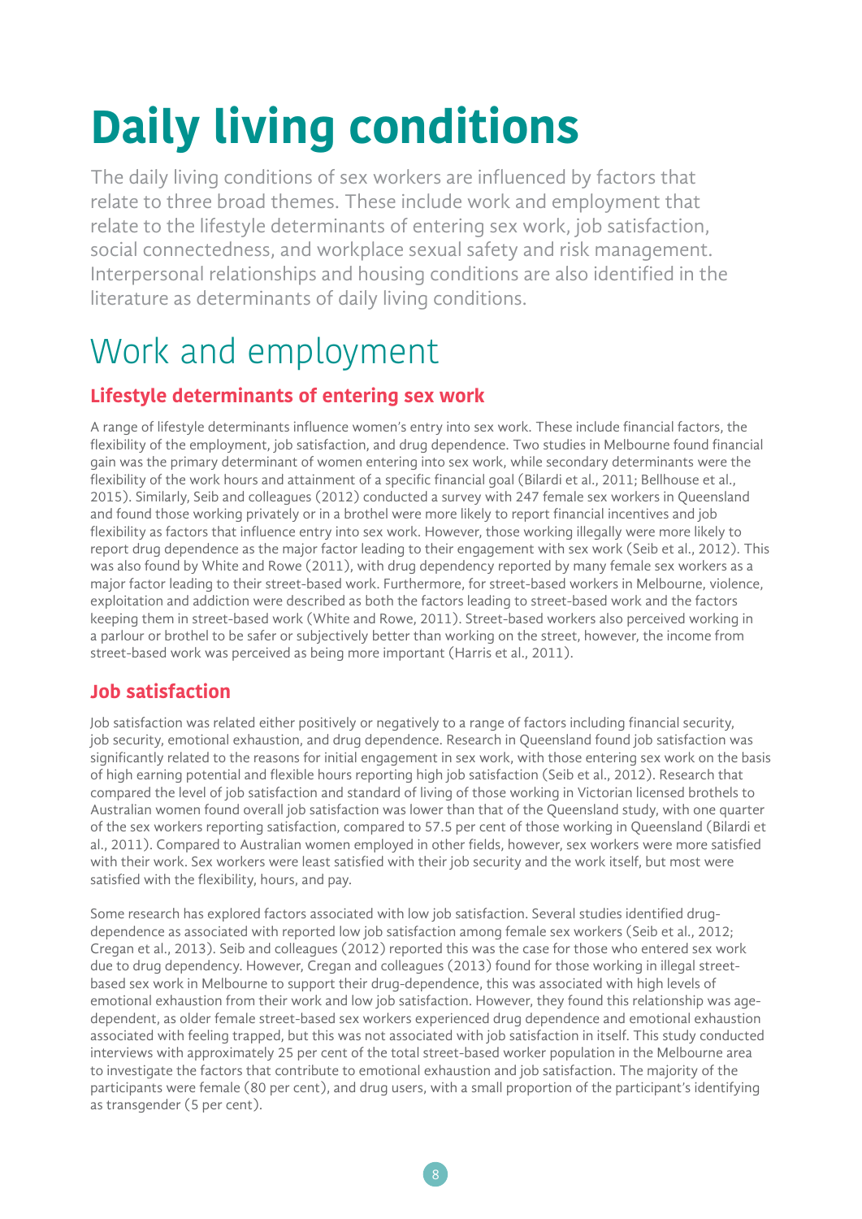# Daily living conditions

The daily living conditions of sex workers are influenced by factors that relate to three broad themes. These include work and employment that relate to the lifestyle determinants of entering sex work, job satisfaction, social connectedness, and workplace sexual safety and risk management. Interpersonal relationships and housing conditions are also identified in the literature as determinants of daily living conditions.

## Work and employment

### Lifestyle determinants of entering sex work

A range of lifestyle determinants influence women's entry into sex work. These include financial factors, the flexibility of the employment, job satisfaction, and drug dependence. Two studies in Melbourne found financial gain was the primary determinant of women entering into sex work, while secondary determinants were the flexibility of the work hours and attainment of a specific financial goal (Bilardi et al., 2011; Bellhouse et al., 2015). Similarly, Seib and colleagues (2012) conducted a survey with 247 female sex workers in Queensland and found those working privately or in a brothel were more likely to report financial incentives and job flexibility as factors that influence entry into sex work. However, those working illegally were more likely to report drug dependence as the major factor leading to their engagement with sex work (Seib et al., 2012). This was also found by White and Rowe (2011), with drug dependency reported by many female sex workers as a major factor leading to their street-based work. Furthermore, for street-based workers in Melbourne, violence, exploitation and addiction were described as both the factors leading to street-based work and the factors keeping them in street-based work (White and Rowe, 2011). Street-based workers also perceived working in a parlour or brothel to be safer or subjectively better than working on the street, however, the income from street-based work was perceived as being more important (Harris et al., 2011).

### Job satisfaction

Job satisfaction was related either positively or negatively to a range of factors including financial security, job security, emotional exhaustion, and drug dependence. Research in Queensland found job satisfaction was significantly related to the reasons for initial engagement in sex work, with those entering sex work on the basis of high earning potential and flexible hours reporting high job satisfaction (Seib et al., 2012). Research that compared the level of job satisfaction and standard of living of those working in Victorian licensed brothels to Australian women found overall job satisfaction was lower than that of the Queensland study, with one quarter of the sex workers reporting satisfaction, compared to 57.5 per cent of those working in Queensland (Bilardi et al., 2011). Compared to Australian women employed in other fields, however, sex workers were more satisfied with their work. Sex workers were least satisfied with their job security and the work itself, but most were satisfied with the flexibility, hours, and pay.

Some research has explored factors associated with low job satisfaction. Several studies identified drug-dependence as associated with reported low job satisfaction among female sex workers (Seib et al., 2012; Cregan et al., 2013). Seib and colleagues (2012) reported this was the case for those who entered sex work due to drug dependency. However, Cregan and colleagues (2013) found for those working in illegal street-based sex work in Melbourne to support their drug-dependence, this was associated with high levels of emotional exhaustion from their work and low job satisfaction. However, they found this relationship was age-dependent, as older female street-based sex workers experienced drug dependence and emotional exhaustion associated with feeling trapped, but this was not associated with job satisfaction in itself. This study conducted interviews with approximately 25 per cent of the total street-based worker population in the Melbourne area to investigate the factors that contribute to emotional exhaustion and job satisfaction. The majority of the participants were female (80 per cent), and drug users, with a small proportion of the participant's identifying as transgender (5 per cent).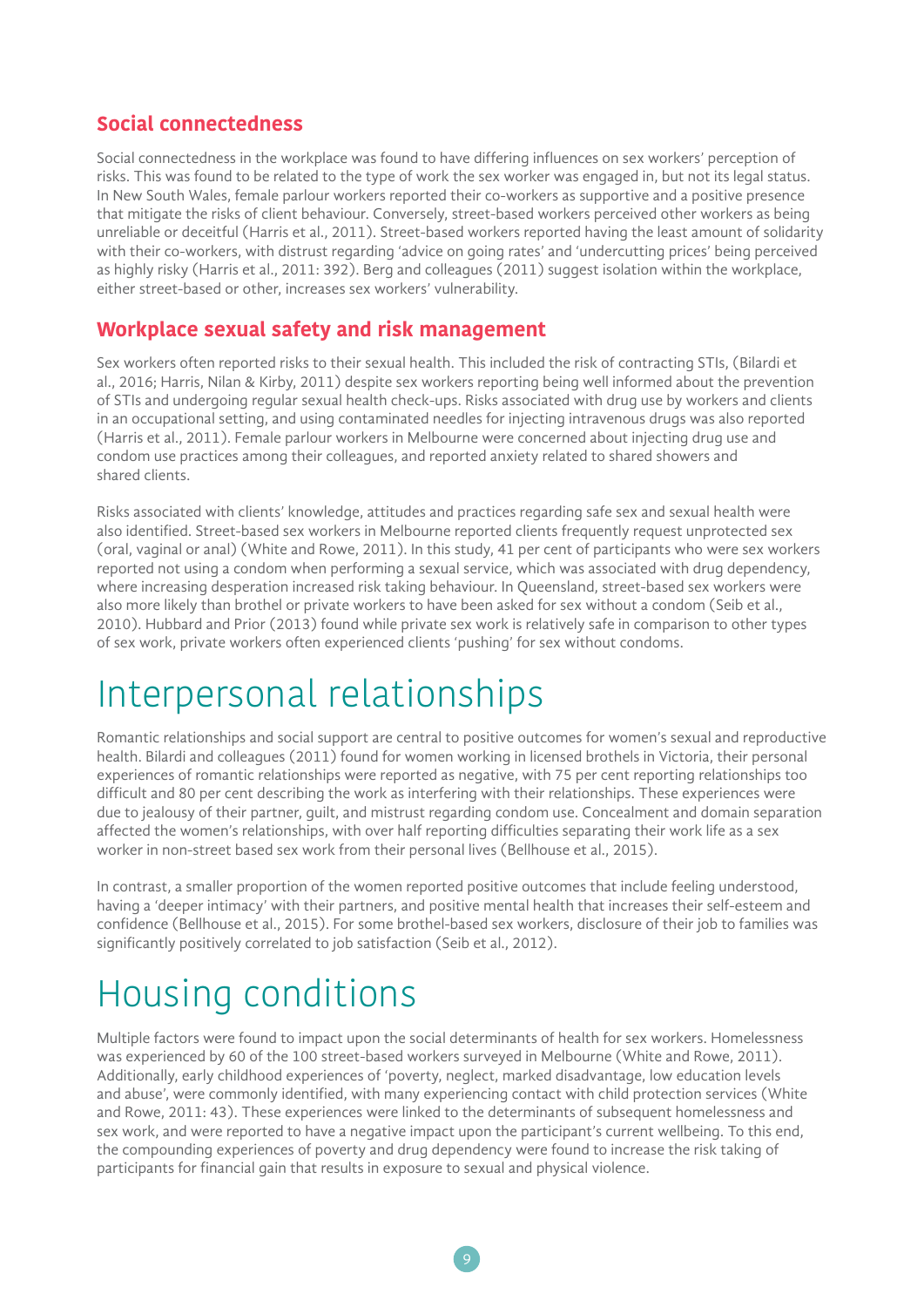### Social connectedness

Social connectedness in the workplace was found to have differing influences on sex workers' perception of risks. This was found to be related to the type of work the sex worker was engaged in, but not its legal status. In New South Wales, female parlour workers reported their co-workers as supportive and a positive presence that mitigate the risks of client behaviour. Conversely, street-based workers perceived other workers as being unreliable or deceitful (Harris et al., 2011). Street-based workers reported having the least amount of solidarity with their co-workers, with distrust regarding 'advice on going rates' and 'undercutting prices' being perceived as highly risky (Harris et al., 2011: 392). Berg and colleagues (2011) suggest isolation within the workplace, either street-based or other, increases sex workers' vulnerability.

### Workplace sexual safety and risk management

Sex workers often reported risks to their sexual health. This included the risk of contracting STIs, (Bilardi et al., 2016; Harris, Nilan & Kirby, 2011) despite sex workers reporting being well informed about the prevention of STIs and undergoing regular sexual health check-ups. Risks associated with drug use by workers and clients in an occupational setting, and using contaminated needles for injecting intravenous drugs was also reported (Harris et al., 2011). Female parlour workers in Melbourne were concerned about injecting drug use and condom use practices among their colleagues, and reported anxiety related to shared showers and shared clients.

Risks associated with clients' knowledge, attitudes and practices regarding safe sex and sexual health were also identified. Street-based sex workers in Melbourne reported clients frequently request unprotected sex (oral, vaginal or anal) (White and Rowe, 2011). In this study, 41 per cent of participants who were sex workers reported not using a condom when performing a sexual service, which was associated with drug dependency, where increasing desperation increased risk taking behaviour. In Queensland, street-based sex workers were also more likely than brothel or private workers to have been asked for sex without a condom (Seib et al., 2010). Hubbard and Prior (2013) found while private sex work is relatively safe in comparison to other types of sex work, private workers often experienced clients 'pushing' for sex without condoms.

## Interpersonal relationships

Romantic relationships and social support are central to positive outcomes for women's sexual and reproductive health. Bilardi and colleagues (2011) found for women working in licensed brothels in Victoria, their personal experiences of romantic relationships were reported as negative, with 75 per cent reporting relationships too difficult and 80 per cent describing the work as interfering with their relationships. These experiences were due to jealousy of their partner, guilt, and mistrust regarding condom use. Concealment and domain separation affected the women's relationships, with over half reporting difficulties separating their work life as a sex worker in non-street based sex work from their personal lives (Bellhouse et al., 2015).

In contrast, a smaller proportion of the women reported positive outcomes that include feeling understood, having a 'deeper intimacy' with their partners, and positive mental health that increases their self-esteem and confidence (Bellhouse et al., 2015). For some brothel-based sex workers, disclosure of their job to families was significantly positively correlated to job satisfaction (Seib et al., 2012).

## Housing conditions

Multiple factors were found to impact upon the social determinants of health for sex workers. Homelessness was experienced by 60 of the 100 street-based workers surveyed in Melbourne (White and Rowe, 2011). Additionally, early childhood experiences of 'poverty, neglect, marked disadvantage, low education levels and abuse', were commonly identified, with many experiencing contact with child protection services (White and Rowe, 2011: 43). These experiences were linked to the determinants of subsequent homelessness and sex work, and were reported to have a negative impact upon the participant's current wellbeing. To this end, the compounding experiences of poverty and drug dependency were found to increase the risk taking of participants for financial gain that results in exposure to sexual and physical violence.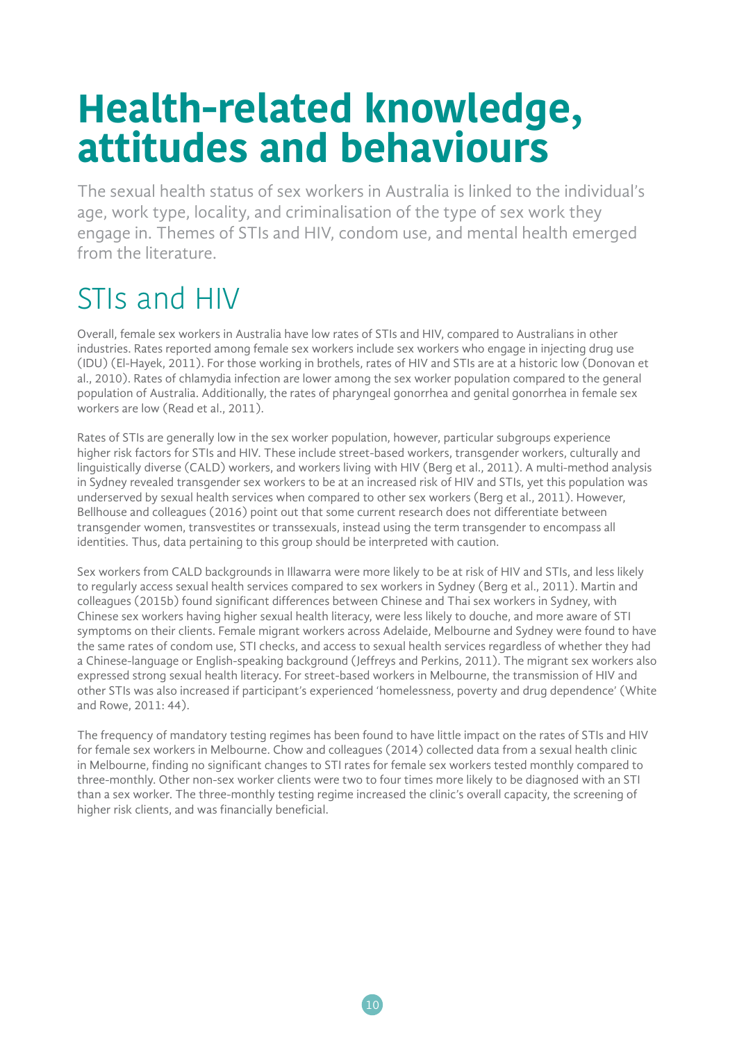# Health-related knowledge, attitudes and behaviours

The sexual health status of sex workers in Australia is linked to the individual's age, work type, locality, and criminalisation of the type of sex work they engage in. Themes of STIs and HIV, condom use, and mental health emerged from the literature.

## STIs and HIV

Overall, female sex workers in Australia have low rates of STIs and HIV, compared to Australians in other industries. Rates reported among female sex workers include sex workers who engage in injecting drug use (IDU) (El-Hayek, 2011). For those working in brothels, rates of HIV and STIs are at a historic low (Donovan et al., 2010). Rates of chlamydia infection are lower among the sex worker population compared to the general population of Australia. Additionally, the rates of pharyngeal gonorrhea and genital gonorrhea in female sex workers are low (Read et al., 2011).

Rates of STIs are generally low in the sex worker population, however, particular subgroups experience higher risk factors for STIs and HIV. These include street-based workers, transgender workers, culturally and linguistically diverse (CALD) workers, and workers living with HIV (Berg et al., 2011). A multi-method analysis in Sydney revealed transgender sex workers to be at an increased risk of HIV and STIs, yet this population was underserved by sexual health services when compared to other sex workers (Berg et al., 2011). However, Bellhouse and colleagues (2016) point out that some current research does not differentiate between transgender women, transvestites or transsexuals, instead using the term transgender to encompass all identities. Thus, data pertaining to this group should be interpreted with caution.

Sex workers from CALD backgrounds in Illawarra were more likely to be at risk of HIV and STIs, and less likely to regularly access sexual health services compared to sex workers in Sydney (Berg et al., 2011). Martin and colleagues (2015b) found significant differences between Chinese and Thai sex workers in Sydney, with Chinese sex workers having higher sexual health literacy, were less likely to douche, and more aware of STI symptoms on their clients. Female migrant workers across Adelaide, Melbourne and Sydney were found to have the same rates of condom use, STI checks, and access to sexual health services regardless of whether they had a Chinese-language or English-speaking background (Jeffreys and Perkins, 2011). The migrant sex workers also expressed strong sexual health literacy. For street-based workers in Melbourne, the transmission of HIV and other STIs was also increased if participant's experienced 'homelessness, poverty and drug dependence' (White and Rowe, 2011: 44).

The frequency of mandatory testing regimes has been found to have little impact on the rates of STIs and HIV for female sex workers in Melbourne. Chow and colleagues (2014) collected data from a sexual health clinic in Melbourne, finding no significant changes to STI rates for female sex workers tested monthly compared to three-monthly. Other non-sex worker clients were two to four times more likely to be diagnosed with an STI than a sex worker. The three-monthly testing regime increased the clinic's overall capacity, the screening of higher risk clients, and was financially beneficial.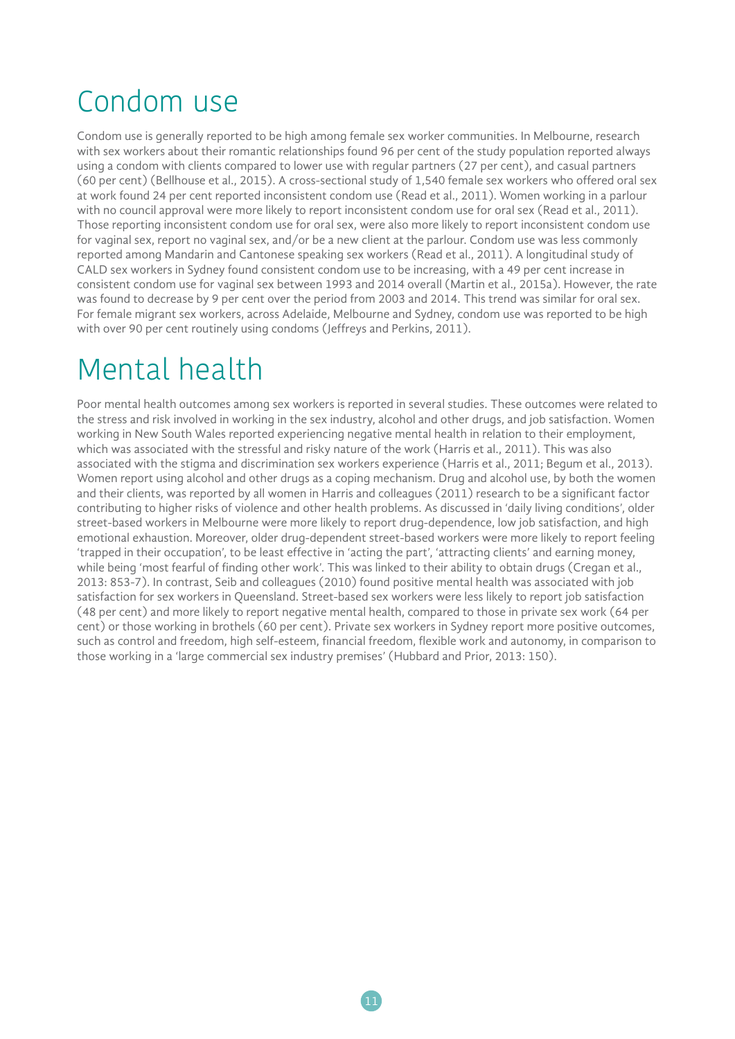# Condom use

Condom use is generally reported to be high among female sex worker communities. In Melbourne, research with sex workers about their romantic relationships found 96 per cent of the study population reported always using a condom with clients compared to lower use with regular partners (27 per cent), and casual partners (60 per cent) (Bellhouse et al., 2015). A cross-sectional study of 1,540 female sex workers who offered oral sex at work found 24 per cent reported inconsistent condom use (Read et al., 2011). Women working in a parlour with no council approval were more likely to report inconsistent condom use for oral sex (Read et al., 2011). Those reporting inconsistent condom use for oral sex, were also more likely to report inconsistent condom use for vaginal sex, report no vaginal sex, and/or be a new client at the parlour. Condom use was less commonly reported among Mandarin and Cantonese speaking sex workers (Read et al., 2011). A longitudinal study of CALD sex workers in Sydney found consistent condom use to be increasing, with a 49 per cent increase in consistent condom use for vaginal sex between 1993 and 2014 overall (Martin et al., 2015a). However, the rate was found to decrease by 9 per cent over the period from 2003 and 2014. This trend was similar for oral sex. For female migrant sex workers, across Adelaide, Melbourne and Sydney, condom use was reported to be high with over 90 per cent routinely using condoms (Jeffreys and Perkins, 2011).

# Mental health

Poor mental health outcomes among sex workers is reported in several studies. These outcomes were related to the stress and risk involved in working in the sex industry, alcohol and other drugs, and job satisfaction. Women working in New South Wales reported experiencing negative mental health in relation to their employment, which was associated with the stressful and risky nature of the work (Harris et al., 2011). This was also associated with the stigma and discrimination sex workers experience (Harris et al., 2011; Begum et al., 2013). Women report using alcohol and other drugs as a coping mechanism. Drug and alcohol use, by both the women and their clients, was reported by all women in Harris and colleagues (2011) research to be a significant factor contributing to higher risks of violence and other health problems. As discussed in 'daily living conditions', older street-based workers in Melbourne were more likely to report drug-dependence, low job satisfaction, and high emotional exhaustion. Moreover, older drug-dependent street-based workers were more likely to report feeling 'trapped in their occupation', to be least effective in 'acting the part', 'attracting clients' and earning money, while being 'most fearful of finding other work'. This was linked to their ability to obtain drugs (Cregan et al., 2013: 853-7). In contrast, Seib and colleagues (2010) found positive mental health was associated with job satisfaction for sex workers in Queensland. Street-based sex workers were less likely to report job satisfaction (48 per cent) and more likely to report negative mental health, compared to those in private sex work (64 per cent) or those working in brothels (60 per cent). Private sex workers in Sydney report more positive outcomes, such as control and freedom, high self-esteem, financial freedom, flexible work and autonomy, in comparison to those working in a 'large commercial sex industry premises' (Hubbard and Prior, 2013: 150).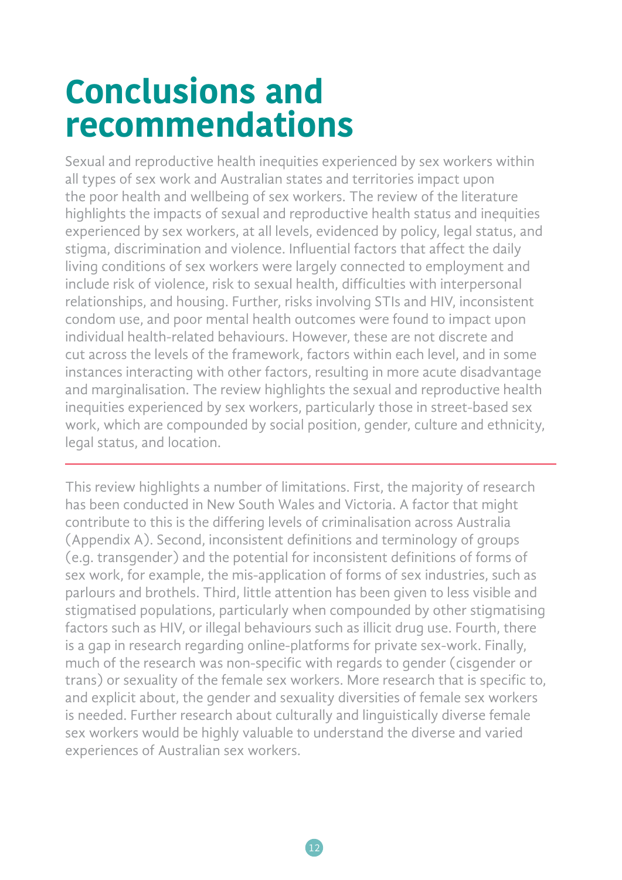# Conclusions and recommendations

Sexual and reproductive health inequities experienced by sex workers within all types of sex work and Australian states and territories impact upon the poor health and wellbeing of sex workers. The review of the literature highlights the impacts of sexual and reproductive health status and inequities experienced by sex workers, at all levels, evidenced by policy, legal status, and stigma, discrimination and violence. Influential factors that affect the daily living conditions of sex workers were largely connected to employment and include risk of violence, risk to sexual health, difficulties with interpersonal relationships, and housing. Further, risks involving STIs and HIV, inconsistent condom use, and poor mental health outcomes were found to impact upon individual health-related behaviours. However, these are not discrete and cut across the levels of the framework, factors within each level, and in some instances interacting with other factors, resulting in more acute disadvantage and marginalisation. The review highlights the sexual and reproductive health inequities experienced by sex workers, particularly those in street-based sex work, which are compounded by social position, gender, culture and ethnicity, legal status, and location.

---

This review highlights a number of limitations. First, the majority of research has been conducted in New South Wales and Victoria. A factor that might contribute to this is the differing levels of criminalisation across Australia (Appendix A). Second, inconsistent definitions and terminology of groups (e.g. transgender) and the potential for inconsistent definitions of forms of sex work, for example, the mis-application of forms of sex industries, such as parlours and brothels. Third, little attention has been given to less visible and stigmatised populations, particularly when compounded by other stigmatising factors such as HIV, or illegal behaviours such as illicit drug use. Fourth, there is a gap in research regarding online-platforms for private sex-work. Finally, much of the research was non-specific with regards to gender (cisgender or trans) or sexuality of the female sex workers. More research that is specific to, and explicit about, the gender and sexuality diversities of female sex workers is needed. Further research about culturally and linguistically diverse female sex workers would be highly valuable to understand the diverse and varied experiences of Australian sex workers.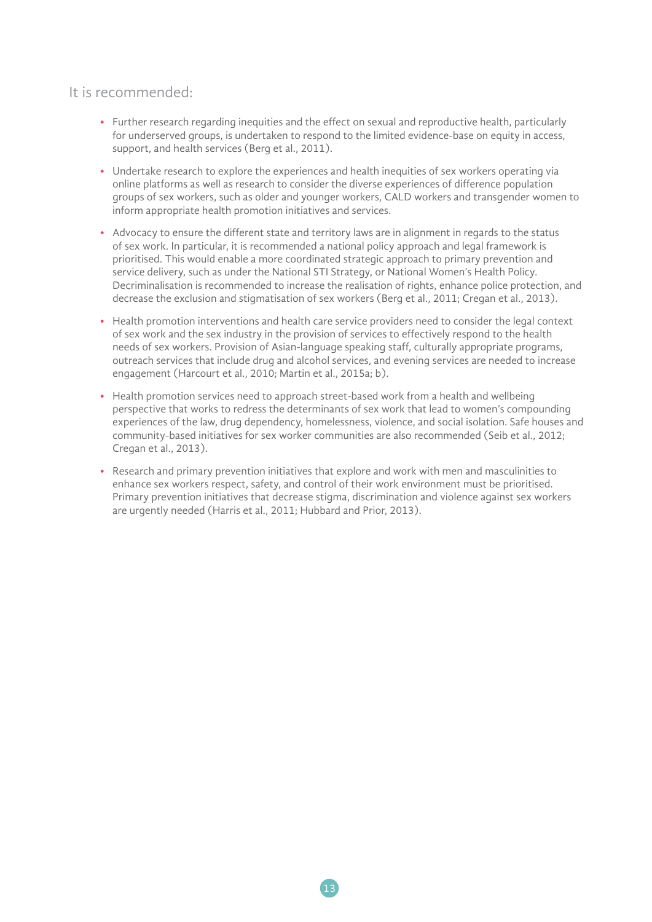## It is recommended:

- Further research regarding inequities and the effect on sexual and reproductive health, particularly for underserved groups, is undertaken to respond to the limited evidence-base on equity in access, support, and health services (Berg et al., 2011).
- Undertake research to explore the experiences and health inequities of sex workers operating via online platforms as well as research to consider the diverse experiences of difference population groups of sex workers, such as older and younger workers, CALD workers and transgender women to inform appropriate health promotion initiatives and services.
- Advocacy to ensure the different state and territory laws are in alignment in regards to the status of sex work. In particular, it is recommended a national policy approach and legal framework is prioritised. This would enable a more coordinated strategic approach to primary prevention and service delivery, such as under the National STI Strategy, or National Women's Health Policy. Decriminalisation is recommended to increase the realisation of rights, enhance police protection, and decrease the exclusion and stigmatisation of sex workers (Berg et al., 2011; Cregan et al., 2013).
- Health promotion interventions and health care service providers need to consider the legal context of sex work and the sex industry in the provision of services to effectively respond to the health needs of sex workers. Provision of Asian-language speaking staff, culturally appropriate programs, outreach services that include drug and alcohol services, and evening services are needed to increase engagement (Harcourt et al., 2010; Martin et al., 2015a; b).
- Health promotion services need to approach street-based work from a health and wellbeing perspective that works to redress the determinants of sex work that lead to women's compounding experiences of the law, drug dependency, homelessness, violence, and social isolation. Safe houses and community-based initiatives for sex worker communities are also recommended (Seib et al., 2012; Cregan et al., 2013).
- Research and primary prevention initiatives that explore and work with men and masculinities to enhance sex workers respect, safety, and control of their work environment must be prioritised. Primary prevention initiatives that decrease stigma, discrimination and violence against sex workers are urgently needed (Harris et al., 2011; Hubbard and Prior, 2013).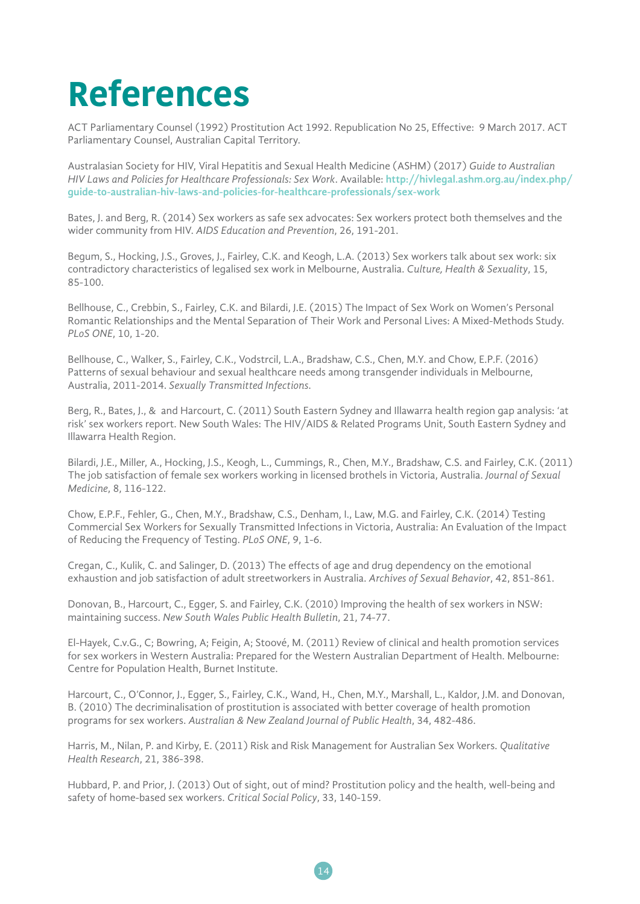# References

ACT Parliamentary Counsel (1992) Prostitution Act 1992. Republication No 25, Effective: 9 March 2017. ACT Parliamentary Counsel, Australian Capital Territory.

Australasian Society for HIV, Viral Hepatitis and Sexual Health Medicine (ASHM) (2017) *Guide to Australian HIV Laws and Policies for Healthcare Professionals: Sex Work*. Available: **http://hivlegal.ashm.org.au/index.php/guide-to-australian-hiv-laws-and-policies-for-healthcare-professionals/sex-work**

Bates, J. and Berg, R. (2014) Sex workers as safe sex advocates: Sex workers protect both themselves and the wider community from HIV. *AIDS Education and Prevention*, 26, 191-201.

Begum, S., Hocking, J.S., Groves, J., Fairley, C.K. and Keogh, L.A. (2013) Sex workers talk about sex work: six contradictory characteristics of legalised sex work in Melbourne, Australia. *Culture, Health & Sexuality*, 15, 85-100.

Bellhouse, C., Crebbin, S., Fairley, C.K. and Bilardi, J.E. (2015) The Impact of Sex Work on Women's Personal Romantic Relationships and the Mental Separation of Their Work and Personal Lives: A Mixed-Methods Study. *PLoS ONE*, 10, 1-20.

Bellhouse, C., Walker, S., Fairley, C.K., Vodstrcil, L.A., Bradshaw, C.S., Chen, M.Y. and Chow, E.P.F. (2016) Patterns of sexual behaviour and sexual healthcare needs among transgender individuals in Melbourne, Australia, 2011-2014. *Sexually Transmitted Infections*.

Berg, R., Bates, J., & and Harcourt, C. (2011) South Eastern Sydney and Illawarra health region gap analysis: 'at risk' sex workers report. New South Wales: The HIV/AIDS & Related Programs Unit, South Eastern Sydney and Illawarra Health Region.

Bilardi, J.E., Miller, A., Hocking, J.S., Keogh, L., Cummings, R., Chen, M.Y., Bradshaw, C.S. and Fairley, C.K. (2011) The job satisfaction of female sex workers working in licensed brothels in Victoria, Australia. *Journal of Sexual Medicine*, 8, 116-122.

Chow, E.P.F., Fehler, G., Chen, M.Y., Bradshaw, C.S., Denham, I., Law, M.G. and Fairley, C.K. (2014) Testing Commercial Sex Workers for Sexually Transmitted Infections in Victoria, Australia: An Evaluation of the Impact of Reducing the Frequency of Testing. *PLoS ONE*, 9, 1-6.

Cregan, C., Kulik, C. and Salinger, D. (2013) The effects of age and drug dependency on the emotional exhaustion and job satisfaction of adult streetworkers in Australia. *Archives of Sexual Behavior*, 42, 851-861.

Donovan, B., Harcourt, C., Egger, S. and Fairley, C.K. (2010) Improving the health of sex workers in NSW: maintaining success. *New South Wales Public Health Bulletin*, 21, 74-77.

El-Hayek, C.v.G., C; Bowring, A; Feigin, A; Stoové, M. (2011) Review of clinical and health promotion services for sex workers in Western Australia: Prepared for the Western Australian Department of Health. Melbourne: Centre for Population Health, Burnet Institute.

Harcourt, C., O'Connor, J., Egger, S., Fairley, C.K., Wand, H., Chen, M.Y., Marshall, L., Kaldor, J.M. and Donovan, B. (2010) The decriminalisation of prostitution is associated with better coverage of health promotion programs for sex workers. *Australian & New Zealand Journal of Public Health*, 34, 482-486.

Harris, M., Nilan, P. and Kirby, E. (2011) Risk and Risk Management for Australian Sex Workers. *Qualitative Health Research*, 21, 386-398.

Hubbard, P. and Prior, J. (2013) Out of sight, out of mind? Prostitution policy and the health, well-being and safety of home-based sex workers. *Critical Social Policy*, 33, 140-159.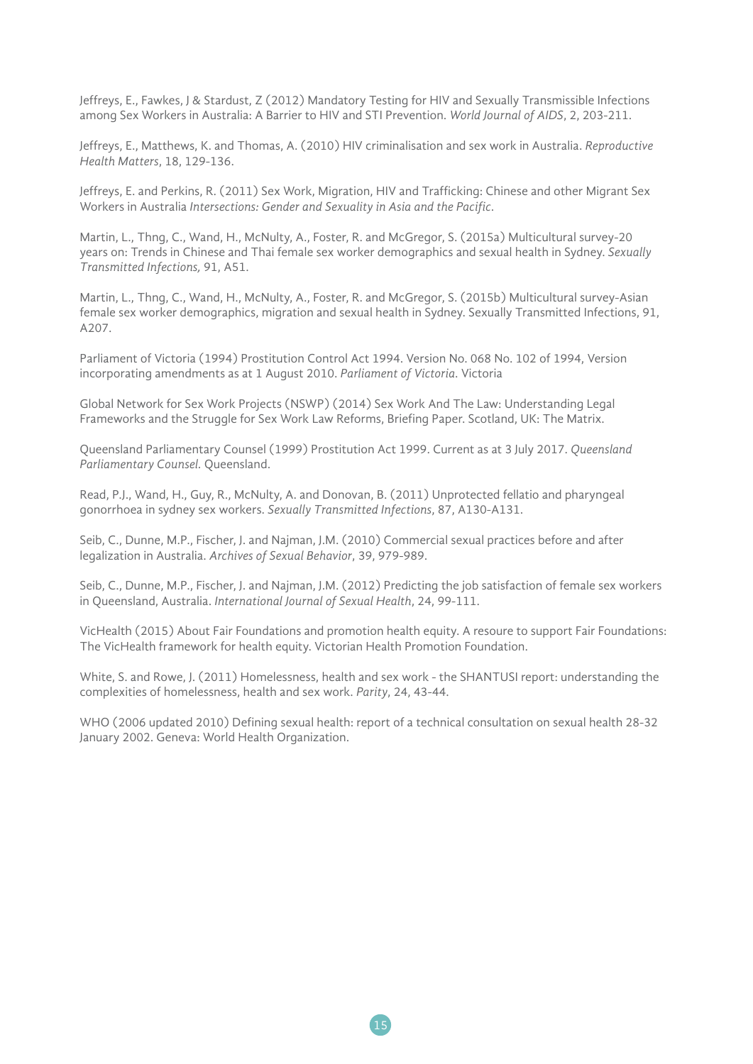Jeffreys, E., Fawkes, J & Stardust, Z (2012) Mandatory Testing for HIV and Sexually Transmissible Infections among Sex Workers in Australia: A Barrier to HIV and STI Prevention. *World Journal of AIDS*, 2, 203-211.

Jeffreys, E., Matthews, K. and Thomas, A. (2010) HIV criminalisation and sex work in Australia. *Reproductive Health Matters*, 18, 129-136.

Jeffreys, E. and Perkins, R. (2011) Sex Work, Migration, HIV and Trafficking: Chinese and other Migrant Sex Workers in Australia *Intersections: Gender and Sexuality in Asia and the Pacific*.

Martin, L., Thng, C., Wand, H., McNulty, A., Foster, R. and McGregor, S. (2015a) Multicultural survey-20 years on: Trends in Chinese and Thai female sex worker demographics and sexual health in Sydney. *Sexually Transmitted Infections,* 91, A51.

Martin, L., Thng, C., Wand, H., McNulty, A., Foster, R. and McGregor, S. (2015b) Multicultural survey-Asian female sex worker demographics, migration and sexual health in Sydney. Sexually Transmitted Infections, 91, A207.

Parliament of Victoria (1994) Prostitution Control Act 1994. Version No. 068 No. 102 of 1994, Version incorporating amendments as at 1 August 2010. *Parliament of Victoria*. Victoria

Global Network for Sex Work Projects (NSWP) (2014) Sex Work And The Law: Understanding Legal Frameworks and the Struggle for Sex Work Law Reforms, Briefing Paper. Scotland, UK: The Matrix.

Queensland Parliamentary Counsel (1999) Prostitution Act 1999. Current as at 3 July 2017. *Queensland Parliamentary Counsel*. Queensland.

Read, P.J., Wand, H., Guy, R., McNulty, A. and Donovan, B. (2011) Unprotected fellatio and pharyngeal gonorrhoea in sydney sex workers. *Sexually Transmitted Infections*, 87, A130-A131.

Seib, C., Dunne, M.P., Fischer, J. and Najman, J.M. (2010) Commercial sexual practices before and after legalization in Australia. *Archives of Sexual Behavior*, 39, 979-989.

Seib, C., Dunne, M.P., Fischer, J. and Najman, J.M. (2012) Predicting the job satisfaction of female sex workers in Queensland, Australia. *International Journal of Sexual Health*, 24, 99-111.

VicHealth (2015) About Fair Foundations and promotion health equity. A resoure to support Fair Foundations: The VicHealth framework for health equity. Victorian Health Promotion Foundation.

White, S. and Rowe, J. (2011) Homelessness, health and sex work - the SHANTUSI report: understanding the complexities of homelessness, health and sex work. *Parity*, 24, 43-44.

WHO (2006 updated 2010) Defining sexual health: report of a technical consultation on sexual health 28-32 January 2002. Geneva: World Health Organization.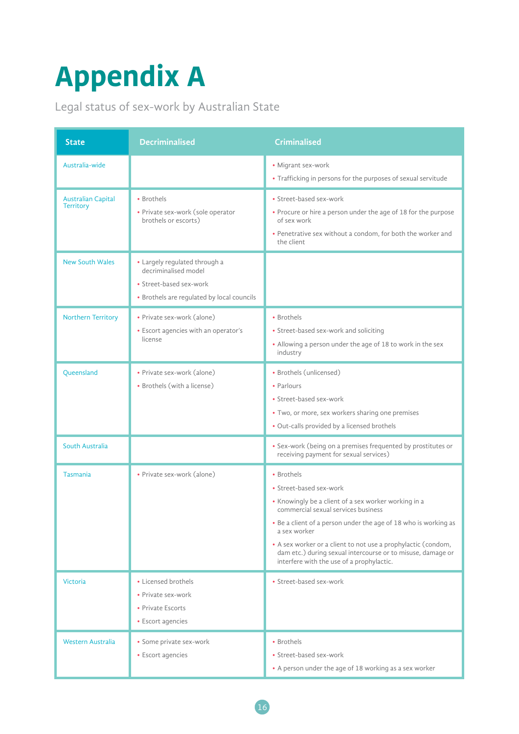# Appendix A

Legal status of sex-work by Australian State

| State | Decriminalised | Criminalised |
|---|---|---|
| Australia-wide | | • Migrant sex-work<br>• Trafficking in persons for the purposes of sexual servitude |
| Australian Capital Territory | • Brothels<br>• Private sex-work (sole operator brothels or escorts) | • Street-based sex-work<br>• Procure or hire a person under the age of 18 for the purpose of sex work<br>• Penetrative sex without a condom, for both the worker and the client |
| New South Wales | • Largely regulated through a decriminalised model<br>• Street-based sex-work<br>• Brothels are regulated by local councils | |
| Northern Territory | • Private sex-work (alone)<br>• Escort agencies with an operator's license | • Brothels<br>• Street-based sex-work and soliciting<br>• Allowing a person under the age of 18 to work in the sex industry |
| Queensland | • Private sex-work (alone)<br>• Brothels (with a license) | • Brothels (unlicensed)<br>• Parlours<br>• Street-based sex-work<br>• Two, or more, sex workers sharing one premises<br>• Out-calls provided by a licensed brothels |
| South Australia | | • Sex-work (being on a premises frequented by prostitutes or receiving payment for sexual services) |
| Tasmania | • Private sex-work (alone) | • Brothels<br>• Street-based sex-work<br>• Knowingly be a client of a sex worker working in a commercial sexual services business<br>• Be a client of a person under the age of 18 who is working as a sex worker<br>• A sex worker or a client to not use a prophylactic (condom, dam etc.) during sexual intercourse or to misuse, damage or interfere with the use of a prophylactic. |
| Victoria | • Licensed brothels<br>• Private sex-work<br>• Private Escorts<br>• Escort agencies | • Street-based sex-work |
| Western Australia | • Some private sex-work<br>• Escort agencies | • Brothels<br>• Street-based sex-work<br>• A person under the age of 18 working as a sex worker |